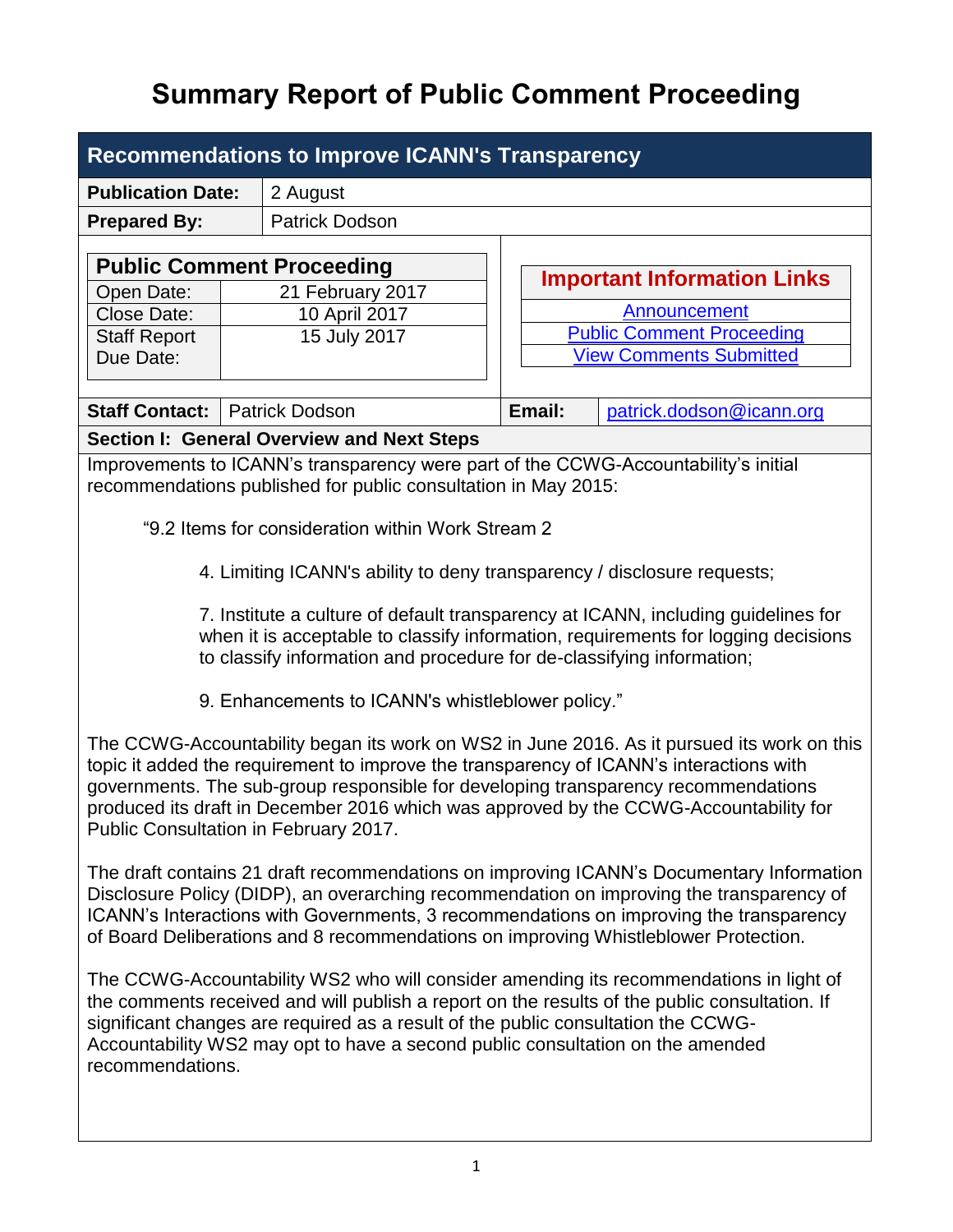# Summary Report of Public Comment Proceeding

## Recommendations to Improve ICANN's Transparency

| | |
|---|---|
| **Publication Date:** | 2 August |
| **Prepared By:** | Patrick Dodson |

| Public Comment Proceeding | |
|---|---|
| Open Date: | 21 February 2017 |
| Close Date: | 10 April 2017 |
| Staff Report Due Date: | 15 July 2017 |

| Important Information Links |
|---|
| Announcement |
| Public Comment Proceeding |
| View Comments Submitted |

| | | | |
|---|---|---|---|
| **Staff Contact:** | Patrick Dodson | **Email:** | patrick.dodson@icann.org |

### Section I: General Overview and Next Steps

Improvements to ICANN's transparency were part of the CCWG-Accountability's initial recommendations published for public consultation in May 2015:

> "9.2 Items for consideration within Work Stream 2
>
> 4. Limiting ICANN's ability to deny transparency / disclosure requests;
>
> 7. Institute a culture of default transparency at ICANN, including guidelines for when it is acceptable to classify information, requirements for logging decisions to classify information and procedure for de-classifying information;
>
> 9. Enhancements to ICANN's whistleblower policy."

The CCWG-Accountability began its work on WS2 in June 2016. As it pursued its work on this topic it added the requirement to improve the transparency of ICANN's interactions with governments. The sub-group responsible for developing transparency recommendations produced its draft in December 2016 which was approved by the CCWG-Accountability for Public Consultation in February 2017.

The draft contains 21 draft recommendations on improving ICANN's Documentary Information Disclosure Policy (DIDP), an overarching recommendation on improving the transparency of ICANN's Interactions with Governments, 3 recommendations on improving the transparency of Board Deliberations and 8 recommendations on improving Whistleblower Protection.

The CCWG-Accountability WS2 who will consider amending its recommendations in light of the comments received and will publish a report on the results of the public consultation. If significant changes are required as a result of the public consultation the CCWG-Accountability WS2 may opt to have a second public consultation on the amended recommendations.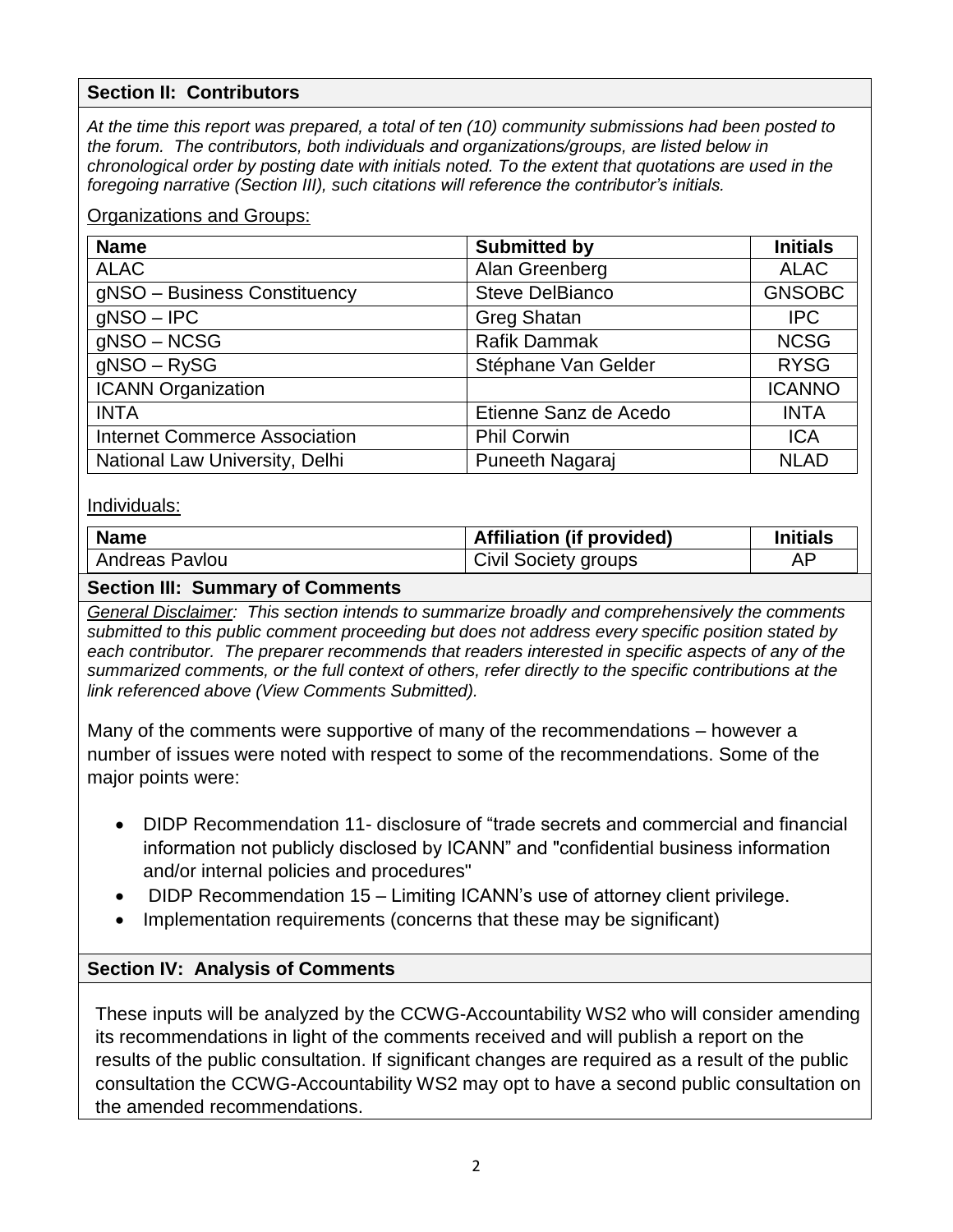## Section II: Contributors

*At the time this report was prepared, a total of ten (10) community submissions had been posted to the forum. The contributors, both individuals and organizations/groups, are listed below in chronological order by posting date with initials noted. To the extent that quotations are used in the foregoing narrative (Section III), such citations will reference the contributor's initials.*

Organizations and Groups:

| Name | Submitted by | Initials |
| --- | --- | --- |
| ALAC | Alan Greenberg | ALAC |
| gNSO – Business Constituency | Steve DelBianco | GNSOBC |
| gNSO – IPC | Greg Shatan | IPC |
| gNSO – NCSG | Rafik Dammak | NCSG |
| gNSO – RySG | Stéphane Van Gelder | RYSG |
| ICANN Organization | | ICANNO |
| INTA | Etienne Sanz de Acedo | INTA |
| Internet Commerce Association | Phil Corwin | ICA |
| National Law University, Delhi | Puneeth Nagaraj | NLAD |

Individuals:

| Name | Affiliation (if provided) | Initials |
| --- | --- | --- |
| Andreas Pavlou | Civil Society groups | AP |

## Section III: Summary of Comments

*General Disclaimer: This section intends to summarize broadly and comprehensively the comments submitted to this public comment proceeding but does not address every specific position stated by each contributor. The preparer recommends that readers interested in specific aspects of any of the summarized comments, or the full context of others, refer directly to the specific contributions at the link referenced above (View Comments Submitted).*

Many of the comments were supportive of many of the recommendations – however a number of issues were noted with respect to some of the recommendations. Some of the major points were:

- DIDP Recommendation 11- disclosure of "trade secrets and commercial and financial information not publicly disclosed by ICANN" and "confidential business information and/or internal policies and procedures"
- DIDP Recommendation 15 – Limiting ICANN's use of attorney client privilege.
- Implementation requirements (concerns that these may be significant)

## Section IV: Analysis of Comments

These inputs will be analyzed by the CCWG-Accountability WS2 who will consider amending its recommendations in light of the comments received and will publish a report on the results of the public consultation. If significant changes are required as a result of the public consultation the CCWG-Accountability WS2 may opt to have a second public consultation on the amended recommendations.